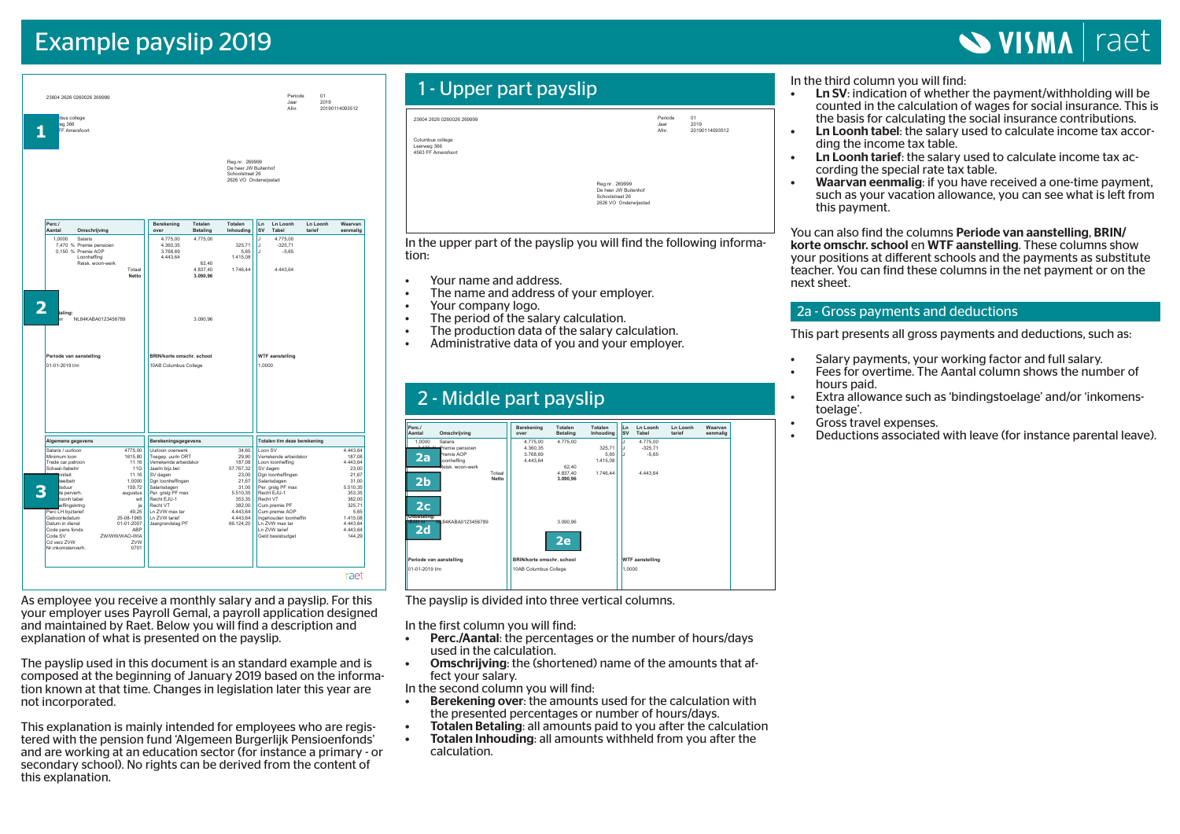# Example payslip 2019

As employee you receive a monthly salary and a payslip. For this your employer uses Payroll Gemal, a payroll application designed and maintained by Raet. Below you will find a description and explanation of what is presented on the payslip.

The payslip used in this document is an standard example and is composed at the beginning of January 2019 based on the information known at that time. Changes in legislation later this year are not incorporated.

This explanation is mainly intended for employees who are registered with the pension fund 'Algemeen Burgerlijk Pensioenfonds' and are working at an education sector (for instance a primary - or secondary school). No rights can be derived from the content of this explanation.

## 1 - Upper part payslip

In the upper part of the payslip you will find the following information:

- Your name and address.
- The name and address of your employer.
- Your company logo.
- The period of the salary calculation.
- The production data of the salary calculation.
- Administrative data of you and your employer.

## 2 - Middle part payslip

The payslip is divided into three vertical columns.

In the first column you will find:

- **Perc./Aantal**: the percentages or the number of hours/days used in the calculation.
- **Omschrijving**: the (shortened) name of the amounts that affect your salary.

In the second column you will find:

- **Berekening over**: the amounts used for the calculation with the presented percentages or number of hours/days.
- **Totalen Betaling**: all amounts paid to you after the calculation
- **Totalen Inhouding**: all amounts withheld from you after the calculation.

In the third column you will find:

- **Ln SV**: indication of whether the payment/withholding will be counted in the calculation of wages for social insurance. This is the basis for calculating the social insurance contributions.
- **Ln Loonh tabel**: the salary used to calculate income tax according the income tax table.
- **Ln Loonh tarief**: the salary used to calculate income tax according the special rate tax table.
- **Waarvan eenmalig**: if you have received a one-time payment, such as your vacation allowance, you can see what is left from this payment.

You can also find the columns **Periode van aanstelling**, **BRIN/korte omschr. school** en **WTF aanstelling**. These columns show your positions at different schools and the payments as substitute teacher. You can find these columns in the net payment or on the next sheet.

### 2a - Gross payments and deductions

This part presents all gross payments and deductions, such as:

- Salary payments, your working factor and full salary.
- Fees for overtime. The Aantal column shows the number of hours paid.
- Extra allowance such as 'bindingstoelage' and/or 'inkomenstoelage'.
- Gross travel expenses.
- Deductions associated with leave (for instance parental leave).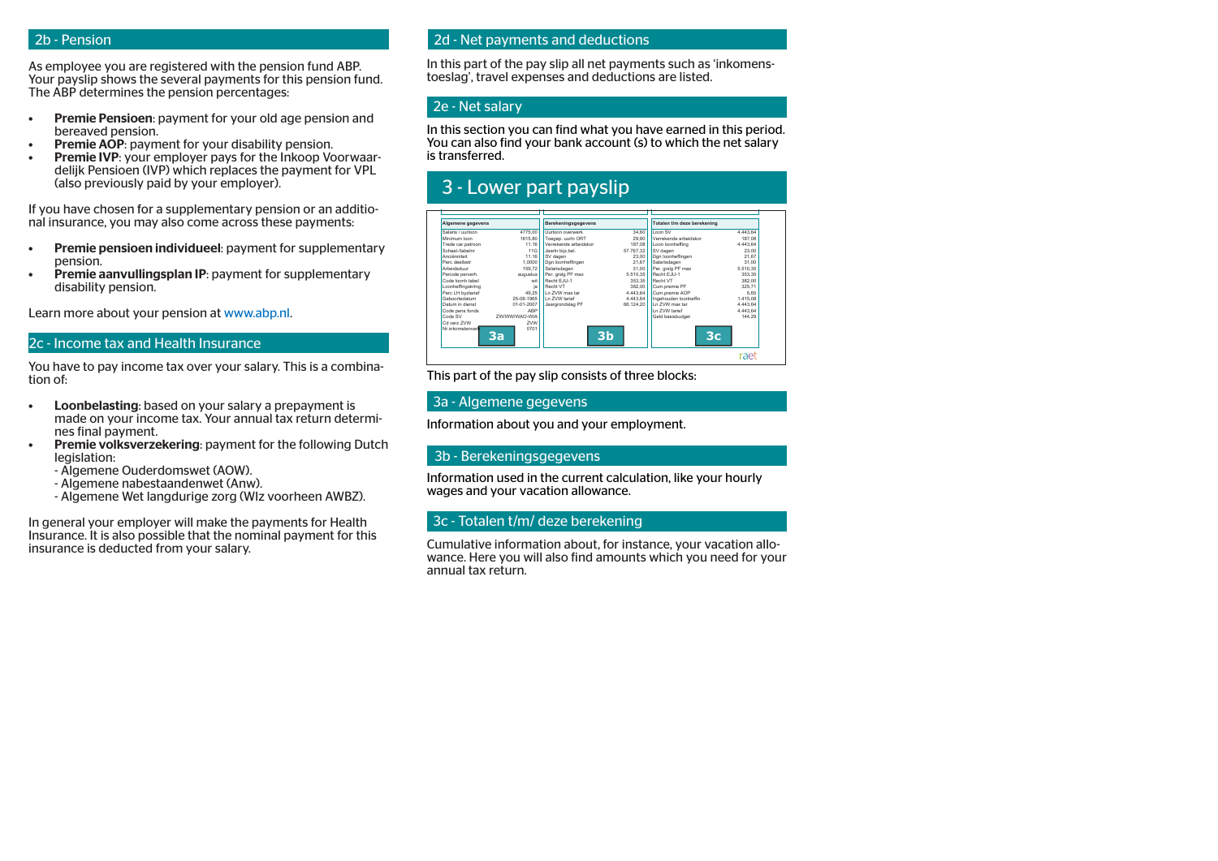## 2b - Pension

As employee you are registered with the pension fund ABP. Your payslip shows the several payments for this pension fund. The ABP determines the pension percentages:

- **Premie Pensioen**: payment for your old age pension and bereaved pension.
- **Premie AOP**: payment for your disability pension.
- **Premie IVP**: your employer pays for the Inkoop Voorwaardelijk Pensioen (IVP) which replaces the payment for VPL (also previously paid by your employer).

If you have chosen for a supplementary pension or an additional insurance, you may also come across these payments:

- **Premie pensioen individueel**: payment for supplementary pension.
- **Premie aanvullingsplan IP**: payment for supplementary disability pension.

Learn more about your pension at www.abp.nl.

## 2c - Income tax and Health Insurance

You have to pay income tax over your salary. This is a combination of:

- **Loonbelasting**: based on your salary a prepayment is made on your income tax. Your annual tax return determines final payment.
- **Premie volksverzekering**: payment for the following Dutch legislation:
  - Algemene Ouderdomswet (AOW).
  - Algemene nabestaandenwet (Anw).
  - Algemene Wet langdurige zorg (Wlz voorheen AWBZ).

In general your employer will make the payments for Health Insurance. It is also possible that the nominal payment for this insurance is deducted from your salary.

## 2d - Net payments and deductions

In this part of the pay slip all net payments such as 'inkomenstoeslag', travel expenses and deductions are listed.

## 2e - Net salary

In this section you can find what you have earned in this period. You can also find your bank account (s) to which the net salary is transferred.

# 3 - Lower part payslip

| Algemene gegevens | |
|---|---|
| Salaris / uurloon | 4775,00 |
| Minimum loon | 1615,80 |
| Trede car patroon | 11.16 |
| Schaal-/tabelnr | 11G |
| Anciënniteit | 11.16 |
| Perc deelbetr | 1,0000 |
| Arbeidsduur | 159,72 |
| Periode premieh. | augustus |
| Code loonh tabel | wit |
| Loonheffingskrting | ja |
| Perc LH bijzetarief | 49,25 |
| Geboortedatum | 25-08-1965 |
| Datum in dienst | 01-01-2007 |
| Code pens fonds | ABP |
| Code SV | ZW/WW/WAO-WIA |
| Cd verz ZVW | ZVW |
| Nr.inkomstenverh | 0701 |

**3a**

| Berekeningsgegevens | |
|---|---|
| Uurloon overwerk | 34,60 |
| Toegep. uurln ORT | 29,90 |
| Verrekende arbeidskor | 187,08 |
| Jaarln bijz.bel. | 57.767,32 |
| SV dagen | 23,00 |
| Dgn loonheffingen | 21,67 |
| Salarisdagen | 31,00 |
| Per. grslg PF max | 5.510,35 |
| Recht EJU-1 | 353,35 |
| Recht VT | 382,00 |
| Ln ZVW max tar | 4.443,64 |
| Ln ZVW tarief | 4.443,64 |
| Jaargrondslag PF | 66.124,20 |

**3b**

| Totalen t/m deze berekening | |
|---|---|
| Loon SV | 4.443,64 |
| Verrekende arbeidskor | 187,08 |
| Loon loonheffing | 4.443,64 |
| SV dagen | 23,00 |
| Dgn loonheffingen | 21,67 |
| Salarisdagen | 31,00 |
| Per. grslg PF max | 5.510,35 |
| Recht EJU-1 | 353,35 |
| Recht VT | 382,00 |
| Cum.premie PF | 325,71 |
| Cum.premie AOP | 5,65 |
| Ingehouden loonheffin | 1.415,08 |
| Ln ZVW max tar | 4.443,64 |
| Ln ZVW tarief | 4.443,64 |
| Geld basisbudget | 144,29 |

**3c**

raet

This part of the pay slip consists of three blocks:

## 3a - Algemene gegevens

Information about you and your employment.

## 3b - Berekeningsgegevens

Information used in the current calculation, like your hourly wages and your vacation allowance.

## 3c - Totalen t/m/ deze berekening

Cumulative information about, for instance, your vacation allowance. Here you will also find amounts which you need for your annual tax return.